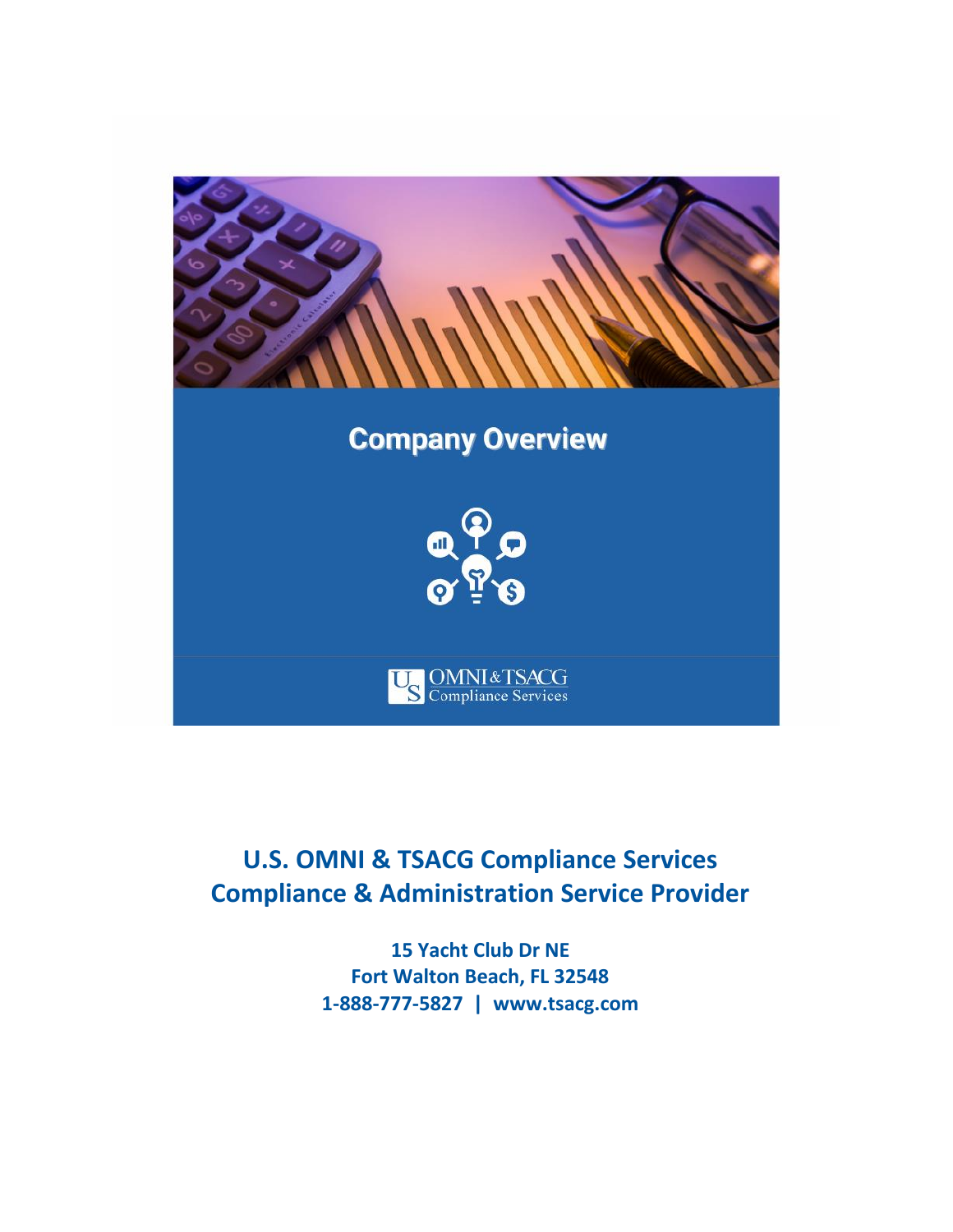# Company Overview

U.S. OMNI & TSACG Compliance Services

## U.S. OMNI & TSACG Compliance Services
## Compliance & Administration Service Provider

**15 Yacht Club Dr NE**
**Fort Walton Beach, FL 32548**
**1-888-777-5827 | www.tsacg.com**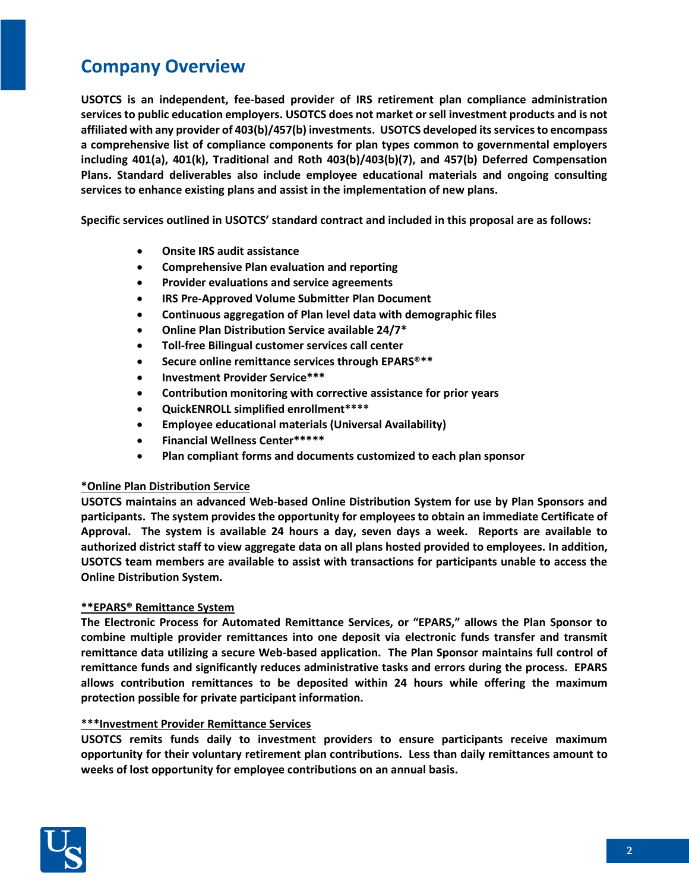## Company Overview

**USOTCS is an independent, fee-based provider of IRS retirement plan compliance administration services to public education employers. USOTCS does not market or sell investment products and is not affiliated with any provider of 403(b)/457(b) investments. USOTCS developed its services to encompass a comprehensive list of compliance components for plan types common to governmental employers including 401(a), 401(k), Traditional and Roth 403(b)/403(b)(7), and 457(b) Deferred Compensation Plans. Standard deliverables also include employee educational materials and ongoing consulting services to enhance existing plans and assist in the implementation of new plans.**

**Specific services outlined in USOTCS' standard contract and included in this proposal are as follows:**

- **Onsite IRS audit assistance**
- **Comprehensive Plan evaluation and reporting**
- **Provider evaluations and service agreements**
- **IRS Pre-Approved Volume Submitter Plan Document**
- **Continuous aggregation of Plan level data with demographic files**
- **Online Plan Distribution Service available 24/7***
- **Toll-free Bilingual customer services call center**
- **Secure online remittance services through EPARS®****
- **Investment Provider Service*****
- **Contribution monitoring with corrective assistance for prior years**
- **QuickENROLL simplified enrollment******
- **Employee educational materials (Universal Availability)**
- **Financial Wellness Center*******
- **Plan compliant forms and documents customized to each plan sponsor**

**<u>*Online Plan Distribution Service</u>**

**USOTCS maintains an advanced Web-based Online Distribution System for use by Plan Sponsors and participants. The system provides the opportunity for employees to obtain an immediate Certificate of Approval. The system is available 24 hours a day, seven days a week. Reports are available to authorized district staff to view aggregate data on all plans hosted provided to employees. In addition, USOTCS team members are available to assist with transactions for participants unable to access the Online Distribution System.**

**<u>**EPARS® Remittance System</u>**

**The Electronic Process for Automated Remittance Services, or "EPARS," allows the Plan Sponsor to combine multiple provider remittances into one deposit via electronic funds transfer and transmit remittance data utilizing a secure Web-based application. The Plan Sponsor maintains full control of remittance funds and significantly reduces administrative tasks and errors during the process. EPARS allows contribution remittances to be deposited within 24 hours while offering the maximum protection possible for private participant information.**

**<u>***Investment Provider Remittance Services</u>**

**USOTCS remits funds daily to investment providers to ensure participants receive maximum opportunity for their voluntary retirement plan contributions. Less than daily remittances amount to weeks of lost opportunity for employee contributions on an annual basis.**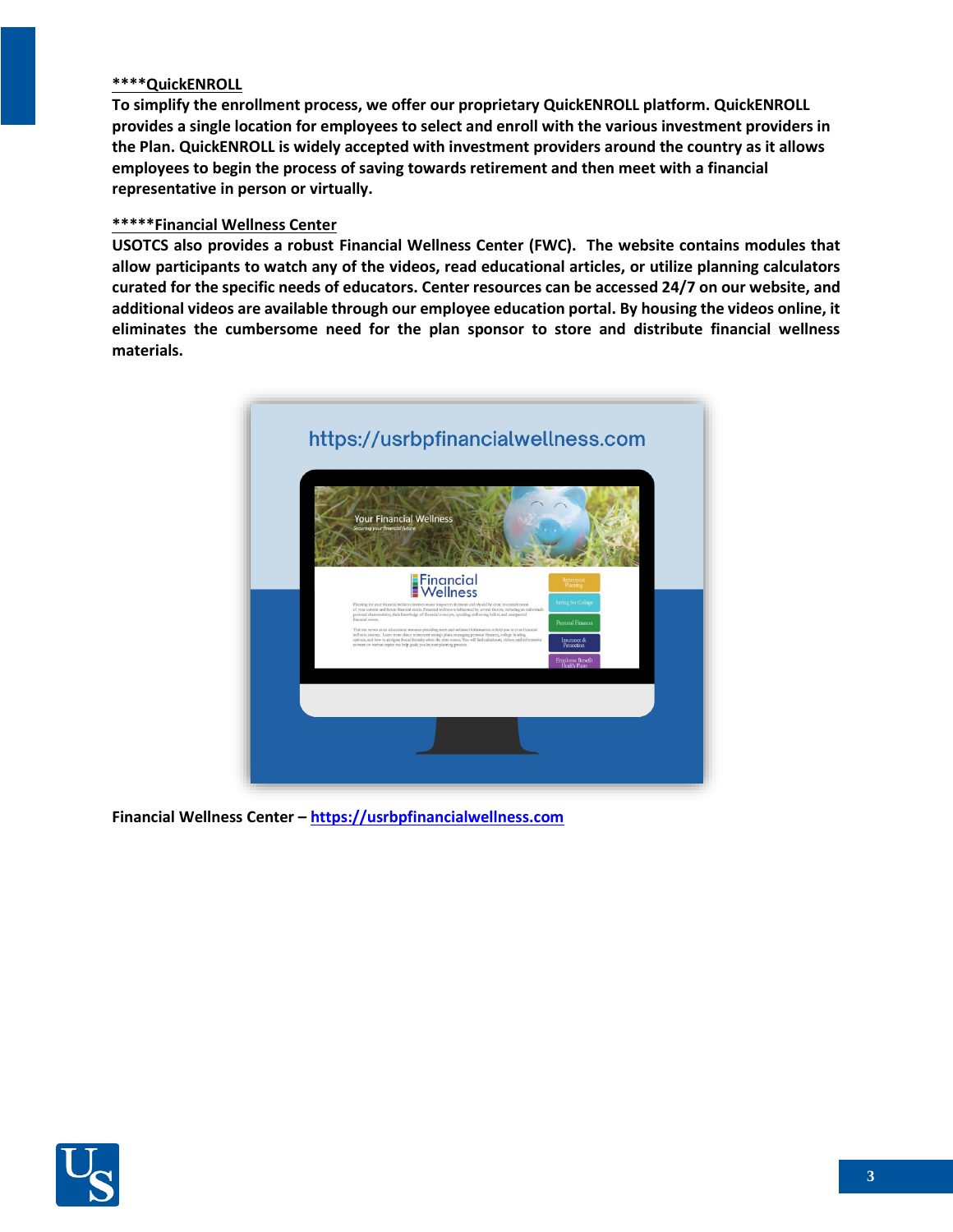**<u>****QuickENROLL</u>**

**To simplify the enrollment process, we offer our proprietary QuickENROLL platform. QuickENROLL provides a single location for employees to select and enroll with the various investment providers in the Plan. QuickENROLL is widely accepted with investment providers around the country as it allows employees to begin the process of saving towards retirement and then meet with a financial representative in person or virtually.**

**<u>*****Financial Wellness Center</u>**

**USOTCS also provides a robust Financial Wellness Center (FWC). The website contains modules that allow participants to watch any of the videos, read educational articles, or utilize planning calculators curated for the specific needs of educators. Center resources can be accessed 24/7 on our website, and additional videos are available through our employee education portal. By housing the videos online, it eliminates the cumbersome need for the plan sponsor to store and distribute financial wellness materials.**

**Financial Wellness Center – [https://usrbpfinancialwellness.com](https://usrbpfinancialwellness.com)**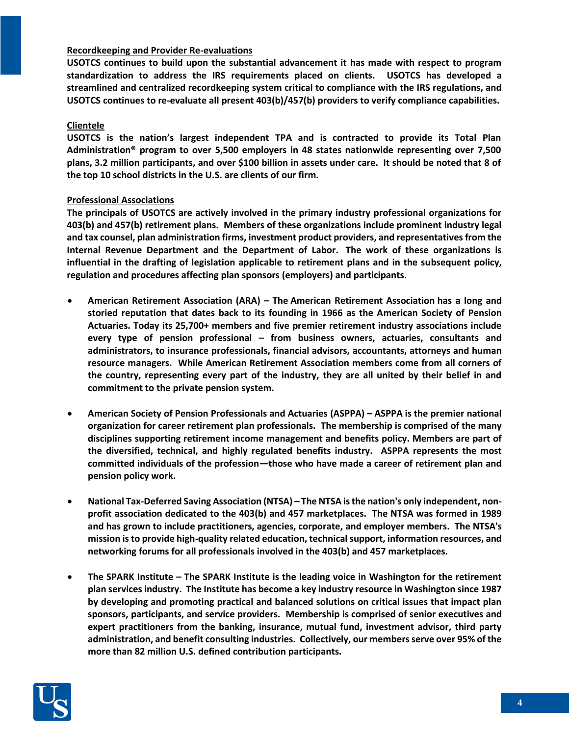**<u>Recordkeeping and Provider Re-evaluations</u>**

**USOTCS continues to build upon the substantial advancement it has made with respect to program standardization to address the IRS requirements placed on clients. USOTCS has developed a streamlined and centralized recordkeeping system critical to compliance with the IRS regulations, and USOTCS continues to re-evaluate all present 403(b)/457(b) providers to verify compliance capabilities.**

**<u>Clientele</u>**

**USOTCS is the nation's largest independent TPA and is contracted to provide its Total Plan Administration® program to over 5,500 employers in 48 states nationwide representing over 7,500 plans, 3.2 million participants, and over $100 billion in assets under care. It should be noted that 8 of the top 10 school districts in the U.S. are clients of our firm.**

**<u>Professional Associations</u>**

**The principals of USOTCS are actively involved in the primary industry professional organizations for 403(b) and 457(b) retirement plans. Members of these organizations include prominent industry legal and tax counsel, plan administration firms, investment product providers, and representatives from the Internal Revenue Department and the Department of Labor. The work of these organizations is influential in the drafting of legislation applicable to retirement plans and in the subsequent policy, regulation and procedures affecting plan sponsors (employers) and participants.**

- **American Retirement Association (ARA) – The American Retirement Association has a long and storied reputation that dates back to its founding in 1966 as the American Society of Pension Actuaries. Today its 25,700+ members and five premier retirement industry associations include every type of pension professional – from business owners, actuaries, consultants and administrators, to insurance professionals, financial advisors, accountants, attorneys and human resource managers. While American Retirement Association members come from all corners of the country, representing every part of the industry, they are all united by their belief in and commitment to the private pension system.**

- **American Society of Pension Professionals and Actuaries (ASPPA) – ASPPA is the premier national organization for career retirement plan professionals. The membership is comprised of the many disciplines supporting retirement income management and benefits policy. Members are part of the diversified, technical, and highly regulated benefits industry. ASPPA represents the most committed individuals of the profession—those who have made a career of retirement plan and pension policy work.**

- **National Tax-Deferred Saving Association (NTSA) – The NTSA is the nation's only independent, non-profit association dedicated to the 403(b) and 457 marketplaces. The NTSA was formed in 1989 and has grown to include practitioners, agencies, corporate, and employer members. The NTSA's mission is to provide high-quality related education, technical support, information resources, and networking forums for all professionals involved in the 403(b) and 457 marketplaces.**

- **The SPARK Institute – The SPARK Institute is the leading voice in Washington for the retirement plan services industry. The Institute has become a key industry resource in Washington since 1987 by developing and promoting practical and balanced solutions on critical issues that impact plan sponsors, participants, and service providers. Membership is comprised of senior executives and expert practitioners from the banking, insurance, mutual fund, investment advisor, third party administration, and benefit consulting industries. Collectively, our members serve over 95% of the more than 82 million U.S. defined contribution participants.**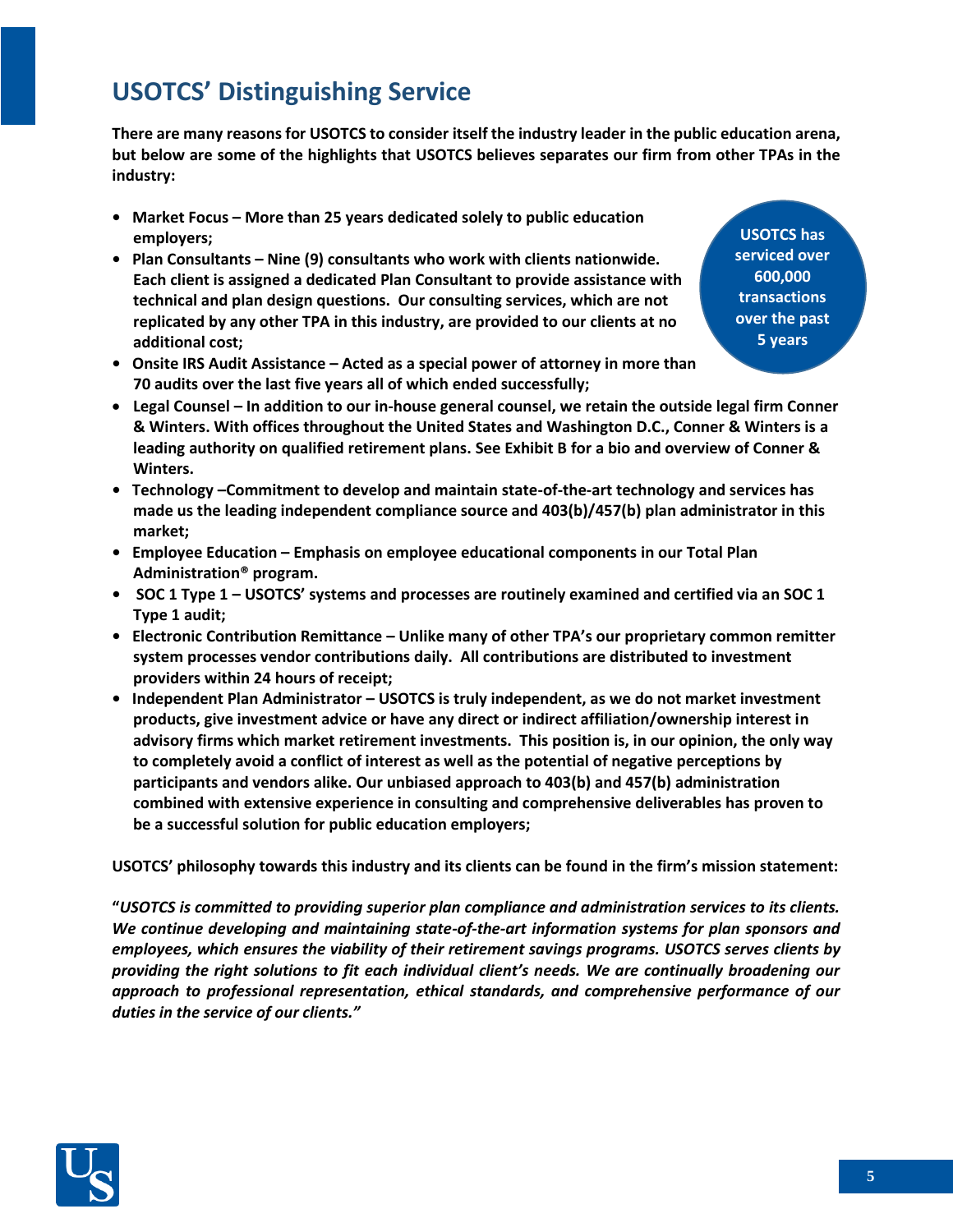## USOTCS' Distinguishing Service

**There are many reasons for USOTCS to consider itself the industry leader in the public education arena, but below are some of the highlights that USOTCS believes separates our firm from other TPAs in the industry:**

**USOTCS has serviced over 600,000 transactions over the past 5 years**

- **Market Focus – More than 25 years dedicated solely to public education employers;**
- **Plan Consultants – Nine (9) consultants who work with clients nationwide. Each client is assigned a dedicated Plan Consultant to provide assistance with technical and plan design questions. Our consulting services, which are not replicated by any other TPA in this industry, are provided to our clients at no additional cost;**
- **Onsite IRS Audit Assistance – Acted as a special power of attorney in more than 70 audits over the last five years all of which ended successfully;**
- **Legal Counsel – In addition to our in-house general counsel, we retain the outside legal firm Conner & Winters. With offices throughout the United States and Washington D.C., Conner & Winters is a leading authority on qualified retirement plans. See Exhibit B for a bio and overview of Conner & Winters.**
- **Technology –Commitment to develop and maintain state-of-the-art technology and services has made us the leading independent compliance source and 403(b)/457(b) plan administrator in this market;**
- **Employee Education – Emphasis on employee educational components in our Total Plan Administration® program.**
- **SOC 1 Type 1 – USOTCS' systems and processes are routinely examined and certified via an SOC 1 Type 1 audit;**
- **Electronic Contribution Remittance – Unlike many of other TPA's our proprietary common remitter system processes vendor contributions daily. All contributions are distributed to investment providers within 24 hours of receipt;**
- **Independent Plan Administrator – USOTCS is truly independent, as we do not market investment products, give investment advice or have any direct or indirect affiliation/ownership interest in advisory firms which market retirement investments. This position is, in our opinion, the only way to completely avoid a conflict of interest as well as the potential of negative perceptions by participants and vendors alike. Our unbiased approach to 403(b) and 457(b) administration combined with extensive experience in consulting and comprehensive deliverables has proven to be a successful solution for public education employers;**

**USOTCS' philosophy towards this industry and its clients can be found in the firm's mission statement:**

**"*USOTCS is committed to providing superior plan compliance and administration services to its clients. We continue developing and maintaining state-of-the-art information systems for plan sponsors and employees, which ensures the viability of their retirement savings programs. USOTCS serves clients by providing the right solutions to fit each individual client's needs. We are continually broadening our approach to professional representation, ethical standards, and comprehensive performance of our duties in the service of our clients."***